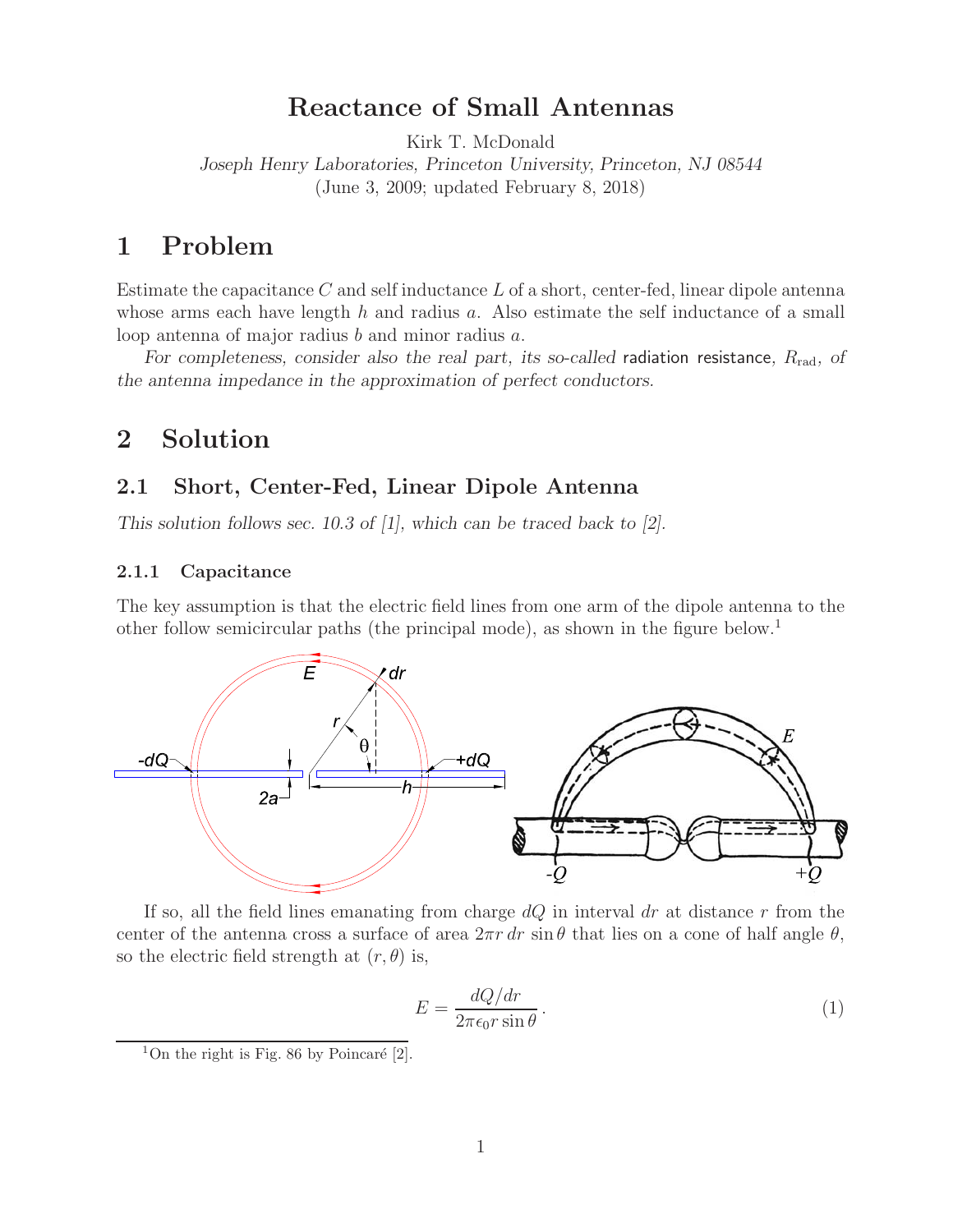# Reactance of Small Antennas

Kirk T. McDonald

*Joseph Henry Laboratories, Princeton University, Princeton, NJ 08544*

(June 3, 2009; updated February 8, 2018)

## 1 Problem

Estimate the capacitance $C$ and self inductance $L$ of a short, center-fed, linear dipole antenna whose arms each have length $h$ and radius $a$. Also estimate the self inductance of a small loop antenna of major radius $b$ and minor radius $a$.

*For completeness, consider also the real part, its so-called* radiation resistance, $R_{\rm rad}$, *of the antenna impedance in the approximation of perfect conductors.*

## 2 Solution

### 2.1 Short, Center-Fed, Linear Dipole Antenna

*This solution follows sec. 10.3 of [1], which can be traced back to [2].*

#### 2.1.1 Capacitance

The key assumption is that the electric field lines from one arm of the dipole antenna to the other follow semicircular paths (the principal mode), as shown in the figure below.[1]

If so, all the field lines emanating from charge $dQ$ in interval $dr$ at distance $r$ from the center of the antenna cross a surface of area $2\pi r\, dr\, \sin\theta$ that lies on a cone of half angle $\theta$, so the electric field strength at $(r, \theta)$ is,

$$E = \frac{dQ/dr}{2\pi\epsilon_0 r \sin\theta}. \tag{1}$$

[1] On the right is Fig. 86 by Poincaré [2].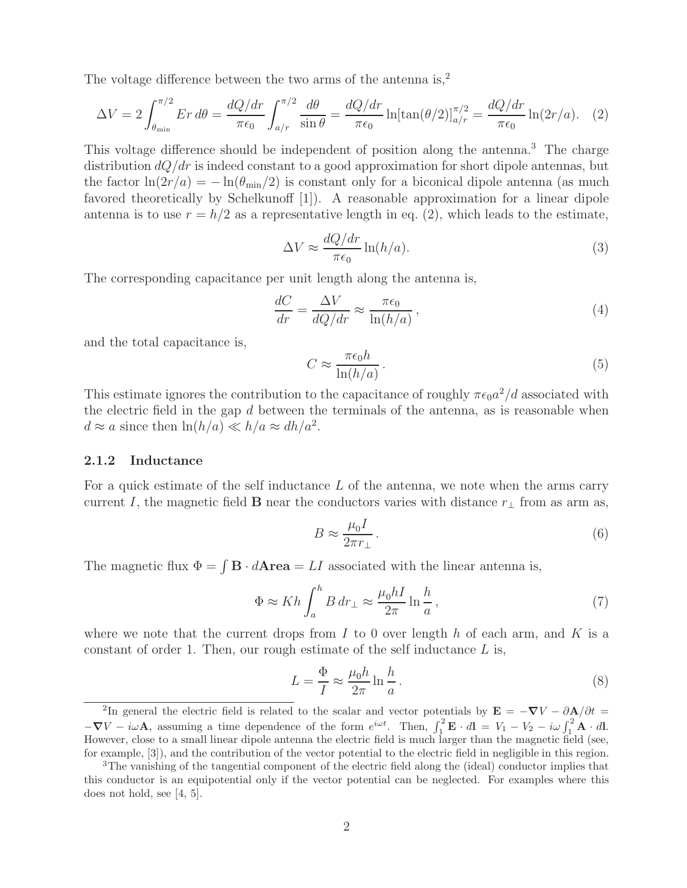The voltage difference between the two arms of the antenna is,[2]

$$
\Delta V = 2\int_{\theta_{\min}}^{\pi/2} Er\, d\theta = \frac{dQ/dr}{\pi\epsilon_0}\int_{a/r}^{\pi/2}\frac{d\theta}{\sin\theta} = \frac{dQ/dr}{\pi\epsilon_0}\ln[\tan(\theta/2)]_{a/r}^{\pi/2} = \frac{dQ/dr}{\pi\epsilon_0}\ln(2r/a). \tag{2}
$$

This voltage difference should be independent of position along the antenna.[3] The charge distribution $dQ/dr$ is indeed constant to a good approximation for short dipole antennas, but the factor $\ln(2r/a) = -\ln(\theta_{\min}/2)$ is constant only for a biconical dipole antenna (as much favored theoretically by Schelkunoff [1]). A reasonable approximation for a linear dipole antenna is to use $r = h/2$ as a representative length in eq. (2), which leads to the estimate,

$$
\Delta V \approx \frac{dQ/dr}{\pi\epsilon_0}\ln(h/a). \tag{3}
$$

The corresponding capacitance per unit length along the antenna is,

$$
\frac{dC}{dr} = \frac{\Delta V}{dQ/dr} \approx \frac{\pi\epsilon_0}{\ln(h/a)}, \tag{4}
$$

and the total capacitance is,

$$
C \approx \frac{\pi\epsilon_0 h}{\ln(h/a)}. \tag{5}
$$

This estimate ignores the contribution to the capacitance of roughly $\pi\epsilon_0 a^2/d$ associated with the electric field in the gap $d$ between the terminals of the antenna, as is reasonable when $d \approx a$ since then $\ln(h/a) \ll h/a \approx dh/a^2$.

### 2.1.2 Inductance

For a quick estimate of the self inductance $L$ of the antenna, we note when the arms carry current $I$, the magnetic field $\mathbf{B}$ near the conductors varies with distance $r_\perp$ from as arm as,

$$
B \approx \frac{\mu_0 I}{2\pi r_\perp}. \tag{6}
$$

The magnetic flux $\Phi = \int \mathbf{B}\cdot d\mathbf{Area} = LI$ associated with the linear antenna is,

$$
\Phi \approx Kh\int_a^h B\, dr_\perp \approx \frac{\mu_0 h I}{2\pi}\ln\frac{h}{a}, \tag{7}
$$

where we note that the current drops from $I$ to 0 over length $h$ of each arm, and $K$ is a constant of order 1. Then, our rough estimate of the self inductance $L$ is,

$$
L = \frac{\Phi}{I} \approx \frac{\mu_0 h}{2\pi}\ln\frac{h}{a}. \tag{8}
$$

---

[2] In general the electric field is related to the scalar and vector potentials by $\mathbf{E} = -\nabla V - \partial\mathbf{A}/\partial t = -\nabla V - i\omega\mathbf{A}$, assuming a time dependence of the form $e^{i\omega t}$. Then, $\int_1^2 \mathbf{E}\cdot d\mathbf{l} = V_1 - V_2 - i\omega\int_1^2 \mathbf{A}\cdot d\mathbf{l}$. However, close to a small linear dipole antenna the electric field is much larger than the magnetic field (see, for example, [3]), and the contribution of the vector potential to the electric field in negligible in this region.

[3] The vanishing of the tangential component of the electric field along the (ideal) conductor implies that this conductor is an equipotential only if the vector potential can be neglected. For examples where this does not hold, see [4, 5].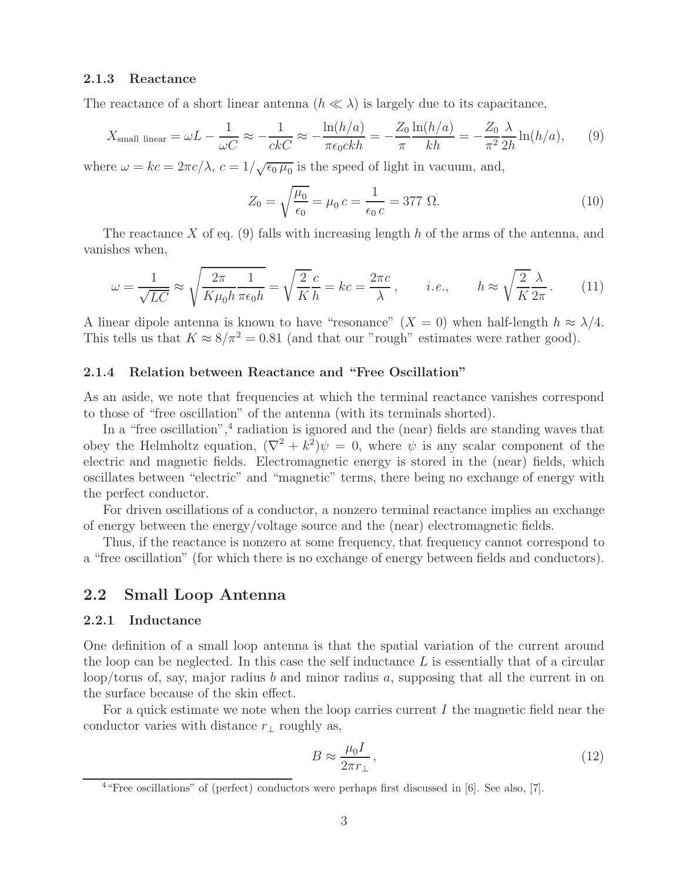### 2.1.3 Reactance

The reactance of a short linear antenna ($h \ll \lambda$) is largely due to its capacitance,

$$X_{\rm small\ linear} = \omega L - \frac{1}{\omega C} \approx -\frac{1}{ckC} \approx -\frac{\ln(h/a)}{\pi\epsilon_0 ckh} = -\frac{Z_0}{\pi}\frac{\ln(h/a)}{kh} = -\frac{Z_0}{\pi^2}\frac{\lambda}{2h}\ln(h/a), \qquad (9)$$

where $\omega = kc = 2\pi c/\lambda$, $c = 1/\sqrt{\epsilon_0\,\mu_0}$ is the speed of light in vacuum, and,

$$Z_0 = \sqrt{\frac{\mu_0}{\epsilon_0}} = \mu_0\, c = \frac{1}{\epsilon_0\, c} = 377\ \Omega. \qquad (10)$$

The reactance $X$ of eq. (9) falls with increasing length $h$ of the arms of the antenna, and vanishes when,

$$\omega = \frac{1}{\sqrt{LC}} \approx \sqrt{\frac{2\pi}{K\mu_0 h}\frac{1}{\pi\epsilon_0 h}} = \sqrt{\frac{2}{K}}\frac{c}{h} = kc = \frac{2\pi c}{\lambda}, \qquad i.e., \qquad h \approx \sqrt{\frac{2}{K}}\frac{\lambda}{2\pi}. \qquad (11)$$

A linear dipole antenna is known to have "resonance" ($X = 0$) when half-length $h \approx \lambda/4$. This tells us that $K \approx 8/\pi^2 = 0.81$ (and that our "rough" estimates were rather good).

### 2.1.4 Relation between Reactance and "Free Oscillation"

As an aside, we note that frequencies at which the terminal reactance vanishes correspond to those of "free oscillation" of the antenna (with its terminals shorted).

In a "free oscillation",[4] radiation is ignored and the (near) fields are standing waves that obey the Helmholtz equation, $(\nabla^2 + k^2)\psi = 0$, where $\psi$ is any scalar component of the electric and magnetic fields. Electromagnetic energy is stored in the (near) fields, which oscillates between "electric" and "magnetic" terms, there being no exchange of energy with the perfect conductor.

For driven oscillations of a conductor, a nonzero terminal reactance implies an exchange of energy between the energy/voltage source and the (near) electromagnetic fields.

Thus, if the reactance is nonzero at some frequency, that frequency cannot correspond to a "free oscillation" (for which there is no exchange of energy between fields and conductors).

## 2.2 Small Loop Antenna

### 2.2.1 Inductance

One definition of a small loop antenna is that the spatial variation of the current around the loop can be neglected. In this case the self inductance $L$ is essentially that of a circular loop/torus of, say, major radius $b$ and minor radius $a$, supposing that all the current in on the surface because of the skin effect.

For a quick estimate we note when the loop carries current $I$ the magnetic field near the conductor varies with distance $r_\perp$ roughly as,

$$B \approx \frac{\mu_0 I}{2\pi r_\perp}, \qquad (12)$$

[4] "Free oscillations" of (perfect) conductors were perhaps first discussed in [6]. See also, [7].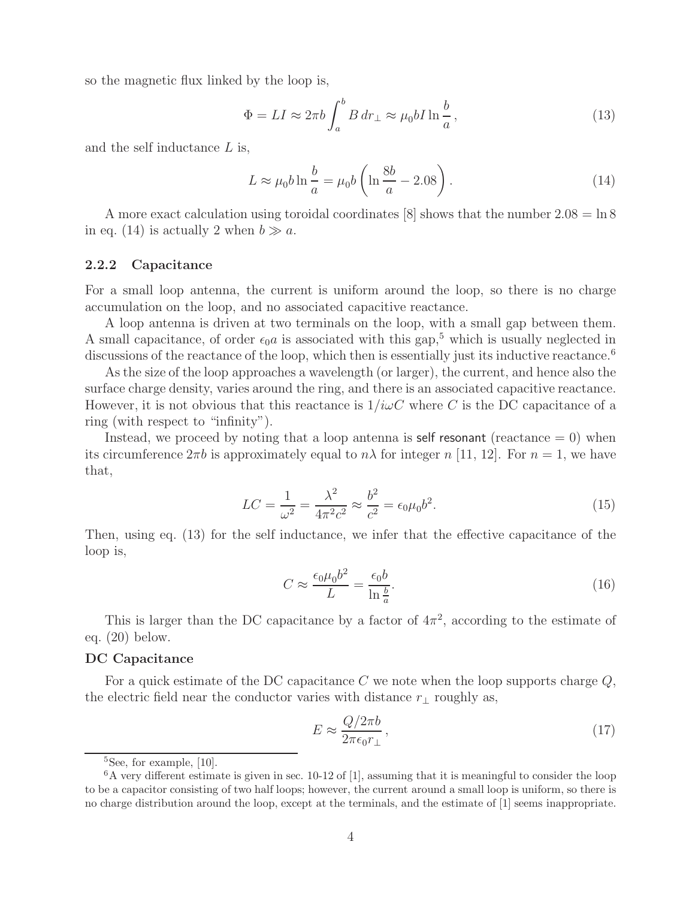so the magnetic flux linked by the loop is,

$$\Phi = LI \approx 2\pi b \int_a^b B \, dr_\perp \approx \mu_0 b I \ln \frac{b}{a}\,, \tag{13}$$

and the self inductance $L$ is,

$$L \approx \mu_0 b \ln \frac{b}{a} = \mu_0 b \left( \ln \frac{8b}{a} - 2.08 \right). \tag{14}$$

A more exact calculation using toroidal coordinates [8] shows that the number $2.08 = \ln 8$ in eq. (14) is actually 2 when $b \gg a$.

### 2.2.2 Capacitance

For a small loop antenna, the current is uniform around the loop, so there is no charge accumulation on the loop, and no associated capacitive reactance.

A loop antenna is driven at two terminals on the loop, with a small gap between them. A small capacitance, of order $\epsilon_0 a$ is associated with this gap,[5] which is usually neglected in discussions of the reactance of the loop, which then is essentially just its inductive reactance.[6]

As the size of the loop approaches a wavelength (or larger), the current, and hence also the surface charge density, varies around the ring, and there is an associated capacitive reactance. However, it is not obvious that this reactance is $1/i\omega C$ where $C$ is the DC capacitance of a ring (with respect to "infinity").

Instead, we proceed by noting that a loop antenna is self resonant (reactance = 0) when its circumference $2\pi b$ is approximately equal to $n\lambda$ for integer $n$ [11, 12]. For $n = 1$, we have that,

$$LC = \frac{1}{\omega^2} = \frac{\lambda^2}{4\pi^2 c^2} \approx \frac{b^2}{c^2} = \epsilon_0 \mu_0 b^2. \tag{15}$$

Then, using eq. (13) for the self inductance, we infer that the effective capacitance of the loop is,

$$C \approx \frac{\epsilon_0 \mu_0 b^2}{L} = \frac{\epsilon_0 b}{\ln \frac{b}{a}}. \tag{16}$$

This is larger than the DC capacitance by a factor of $4\pi^2$, according to the estimate of eq. (20) below.

**DC Capacitance**

For a quick estimate of the DC capacitance $C$ we note when the loop supports charge $Q$, the electric field near the conductor varies with distance $r_\perp$ roughly as,

$$E \approx \frac{Q/2\pi b}{2\pi \epsilon_0 r_\perp}\,, \tag{17}$$

---

[5] See, for example, [10].

[6] A very different estimate is given in sec. 10-12 of [1], assuming that it is meaningful to consider the loop to be a capacitor consisting of two half loops; however, the current around a small loop is uniform, so there is no charge distribution around the loop, except at the terminals, and the estimate of [1] seems inappropriate.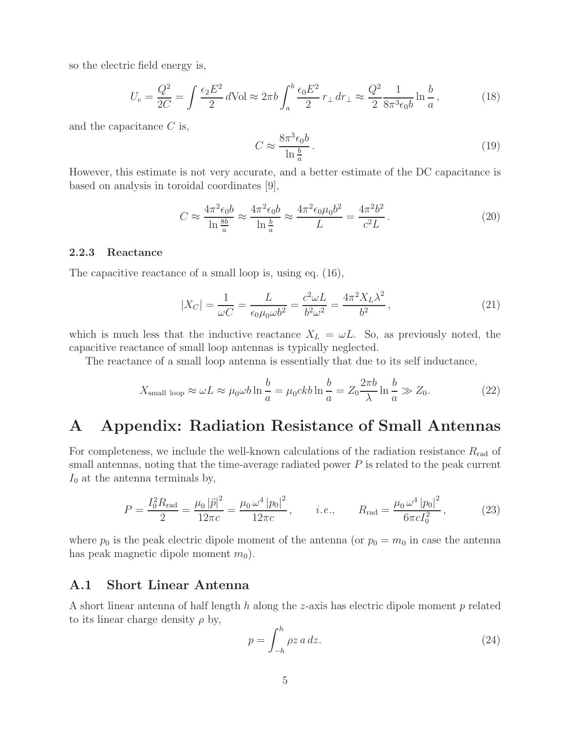so the electric field energy is,

$$U_e = \frac{Q^2}{2C} = \int \frac{\epsilon_2 E^2}{2}\, d\text{Vol} \approx 2\pi b \int_a^b \frac{\epsilon_0 E^2}{2}\, r_\perp\, dr_\perp \approx \frac{Q^2}{2}\frac{1}{8\pi^3 \epsilon_0 b} \ln\frac{b}{a}\,, \tag{18}$$

and the capacitance $C$ is,

$$C \approx \frac{8\pi^3 \epsilon_0 b}{\ln\frac{b}{a}}\,. \tag{19}$$

However, this estimate is not very accurate, and a better estimate of the DC capacitance is based on analysis in toroidal coordinates [9],

$$C \approx \frac{4\pi^2 \epsilon_0 b}{\ln\frac{8b}{a}} \approx \frac{4\pi^2 \epsilon_0 b}{\ln\frac{b}{a}} \approx \frac{4\pi^2 \epsilon_0 \mu_0 b^2}{L} = \frac{4\pi^2 b^2}{c^2 L}\,. \tag{20}$$

### 2.2.3 Reactance

The capacitive reactance of a small loop is, using eq. (16),

$$|X_C| = \frac{1}{\omega C} = \frac{L}{\epsilon_0 \mu_0 \omega b^2} = \frac{c^2 \omega L}{b^2 \omega^2} = \frac{4\pi^2 X_L \lambda^2}{b^2}\,, \tag{21}$$

which is much less that the inductive reactance $X_L = \omega L$. So, as previously noted, the capacitive reactance of small loop antennas is typically neglected.

The reactance of a small loop antenna is essentially that due to its self inductance,

$$X_{\text{small loop}} \approx \omega L \approx \mu_0 \omega b \ln\frac{b}{a} = \mu_0 c k b \ln\frac{b}{a} = Z_0 \frac{2\pi b}{\lambda} \ln\frac{b}{a} \gg Z_0. \tag{22}$$

# A Appendix: Radiation Resistance of Small Antennas

For completeness, we include the well-known calculations of the radiation resistance $R_{\text{rad}}$ of small antennas, noting that the time-average radiated power $P$ is related to the peak current $I_0$ at the antenna terminals by,

$$P = \frac{I_0^2 R_{\text{rad}}}{2} = \frac{\mu_0 \left|\ddot{p}\right|^2}{12\pi c} = \frac{\mu_0\, \omega^4 \left|p_0\right|^2}{12\pi c}\,, \qquad i.e., \qquad R_{\text{rad}} = \frac{\mu_0\, \omega^4 \left|p_0\right|^2}{6\pi c I_0^2}\,, \tag{23}$$

where $p_0$ is the peak electric dipole moment of the antenna (or $p_0 = m_0$ in case the antenna has peak magnetic dipole moment $m_0$).

## A.1 Short Linear Antenna

A short linear antenna of half length $h$ along the $z$-axis has electric dipole moment $p$ related to its linear charge density $\rho$ by,

$$p = \int_{-h}^{h} \rho z\, a\, dz. \tag{24}$$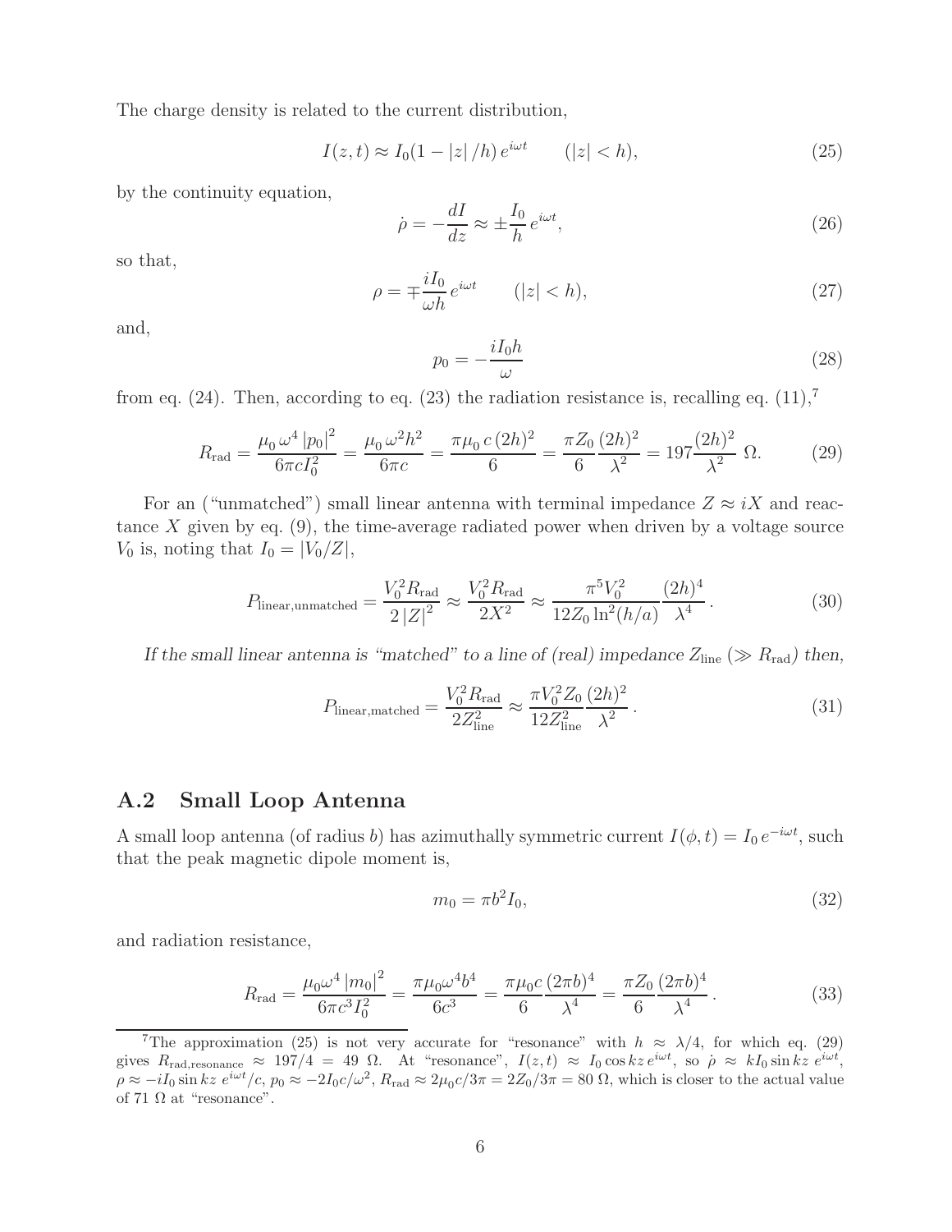The charge density is related to the current distribution,

$$I(z,t) \approx I_0(1 - |z|/h)\, e^{i\omega t} \qquad (|z| < h), \tag{25}$$

by the continuity equation,

$$\dot{\rho} = -\frac{dI}{dz} \approx \pm \frac{I_0}{h}\, e^{i\omega t}, \tag{26}$$

so that,

$$\rho = \mp \frac{iI_0}{\omega h}\, e^{i\omega t} \qquad (|z| < h), \tag{27}$$

and,

$$p_0 = -\frac{iI_0 h}{\omega} \tag{28}$$

from eq. (24). Then, according to eq. (23) the radiation resistance is, recalling eq. (11),[7]

$$R_{\rm rad} = \frac{\mu_0\, \omega^4 \left|p_0\right|^2}{6\pi c I_0^2} = \frac{\mu_0\, \omega^2 h^2}{6\pi c} = \frac{\pi \mu_0\, c\, (2h)^2}{6} = \frac{\pi Z_0}{6} \frac{(2h)^2}{\lambda^2} = 197 \frac{(2h)^2}{\lambda^2}\ \Omega. \tag{29}$$

For an ("unmatched") small linear antenna with terminal impedance $Z \approx iX$ and reactance $X$ given by eq. (9), the time-average radiated power when driven by a voltage source $V_0$ is, noting that $I_0 = |V_0/Z|$,

$$P_{\rm linear,unmatched} = \frac{V_0^2 R_{\rm rad}}{2\left|Z\right|^2} \approx \frac{V_0^2 R_{\rm rad}}{2X^2} \approx \frac{\pi^5 V_0^2}{12 Z_0 \ln^2(h/a)} \frac{(2h)^4}{\lambda^4}. \tag{30}$$

*If the small linear antenna is "matched" to a line of (real) impedance $Z_{\rm line}$ ($\gg R_{\rm rad}$) then,*

$$P_{\rm linear,matched} = \frac{V_0^2 R_{\rm rad}}{2 Z_{\rm line}^2} \approx \frac{\pi V_0^2 Z_0}{12 Z_{\rm line}^2} \frac{(2h)^2}{\lambda^2}. \tag{31}$$

## A.2 Small Loop Antenna

A small loop antenna (of radius $b$) has azimuthally symmetric current $I(\phi,t) = I_0\, e^{-i\omega t}$, such that the peak magnetic dipole moment is,

$$m_0 = \pi b^2 I_0, \tag{32}$$

and radiation resistance,

$$R_{\rm rad} = \frac{\mu_0 \omega^4 \left|m_0\right|^2}{6\pi c^3 I_0^2} = \frac{\pi \mu_0 \omega^4 b^4}{6c^3} = \frac{\pi \mu_0 c}{6} \frac{(2\pi b)^4}{\lambda^4} = \frac{\pi Z_0}{6} \frac{(2\pi b)^4}{\lambda^4}. \tag{33}$$

---

[7] The approximation (25) is not very accurate for "resonance" with $h \approx \lambda/4$, for which eq. (29) gives $R_{\rm rad,resonance} \approx 197/4 = 49\ \Omega$. At "resonance", $I(z,t) \approx I_0 \cos kz\, e^{i\omega t}$, so $\dot{\rho} \approx kI_0 \sin kz\, e^{i\omega t}$, $\rho \approx -iI_0 \sin kz\; e^{i\omega t}/c$, $p_0 \approx -2I_0 c/\omega^2$, $R_{\rm rad} \approx 2\mu_0 c/3\pi = 2Z_0/3\pi = 80\ \Omega$, which is closer to the actual value of 71 $\Omega$ at "resonance".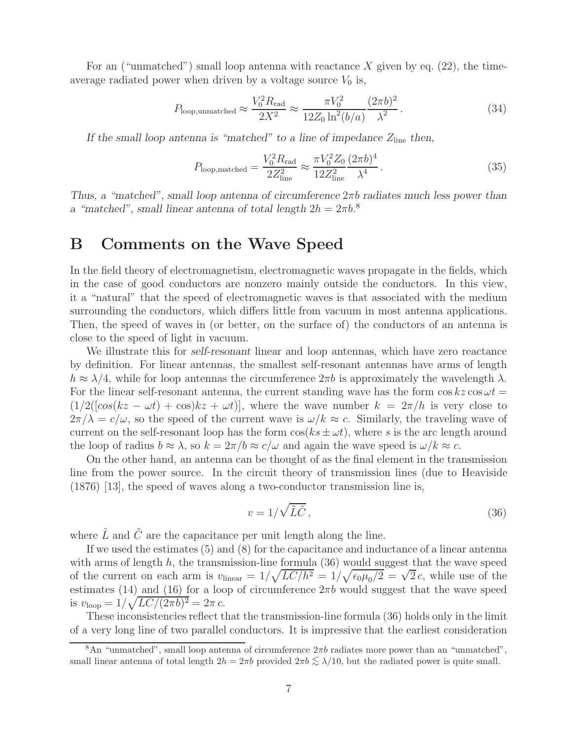For an ("unmatched") small loop antenna with reactance $X$ given by eq. (22), the time-average radiated power when driven by a voltage source $V_0$ is,

$$P_{\rm loop,unmatched} \approx \frac{V_0^2 R_{\rm rad}}{2X^2} \approx \frac{\pi V_0^2}{12 Z_0 \ln^2(b/a)} \frac{(2\pi b)^2}{\lambda^2}. \tag{34}$$

*If the small loop antenna is "matched" to a line of impedance $Z_{\rm line}$ then,*

$$P_{\rm loop,matched} = \frac{V_0^2 R_{\rm rad}}{2Z_{\rm line}^2} \approx \frac{\pi V_0^2 Z_0}{12 Z_{\rm line}^2} \frac{(2\pi b)^4}{\lambda^4}. \tag{35}$$

*Thus, a "matched", small loop antenna of circumference $2\pi b$ radiates much less power than a "matched", small linear antenna of total length $2h = 2\pi b$.*[8]

# B Comments on the Wave Speed

In the field theory of electromagnetism, electromagnetic waves propagate in the fields, which in the case of good conductors are nonzero mainly outside the conductors. In this view, it a "natural" that the speed of electromagnetic waves is that associated with the medium surrounding the conductors, which differs little from vacuum in most antenna applications. Then, the speed of waves in (or better, on the surface of) the conductors of an antenna is close to the speed of light in vacuum.

We illustrate this for *self-resonant* linear and loop antennas, which have zero reactance by definition. For linear antennas, the smallest self-resonant antennas have arms of length $h \approx \lambda/4$, while for loop antennas the circumference $2\pi b$ is approximately the wavelength $\lambda$. For the linear self-resonant antenna, the current standing wave has the form $\cos kz \cos \omega t = (1/2([cos(kz - \omega t) + \cos)kz + \omega t)]$, where the wave number $k = 2\pi/h$ is very close to $2\pi/\lambda = c/\omega$, so the speed of the current wave is $\omega/k \approx c$. Similarly, the traveling wave of current on the self-resonant loop has the form $\cos(ks \pm \omega t)$, where $s$ is the arc length around the loop of radius $b \approx \lambda$, so $k = 2\pi/b \approx c/\omega$ and again the wave speed is $\omega/k \approx c$.

On the other hand, an antenna can be thought of as the final element in the transmission line from the power source. In the circuit theory of transmission lines (due to Heaviside (1876) [13], the speed of waves along a two-conductor transmission line is,

$$v = 1/\sqrt{\tilde{L}\tilde{C}}, \tag{36}$$

where $\tilde{L}$ and $\tilde{C}$ are the capacitance per unit length along the line.

If we used the estimates (5) and (8) for the capacitance and inductance of a linear antenna with arms of length $h$, the transmission-line formula (36) would suggest that the wave speed of the current on each arm is $v_{\rm linear} = 1/\sqrt{LC/h^2} = 1/\sqrt{\epsilon_0\mu_0/2} = \sqrt{2}\,c$, while use of the estimates (14) and (16) for a loop of circumference $2\pi b$ would suggest that the wave speed is $v_{\rm loop} = 1/\sqrt{LC/(2\pi b)^2} = 2\pi\, c$.

These inconsistencies reflect that the transmission-line formula (36) holds only in the limit of a very long line of two parallel conductors. It is impressive that the earliest consideration

[8] An "unmatched", small loop antenna of circumference $2\pi b$ radiates more power than an "unmatched", small linear antenna of total length $2h = 2\pi b$ provided $2\pi b \lesssim \lambda/10$, but the radiated power is quite small.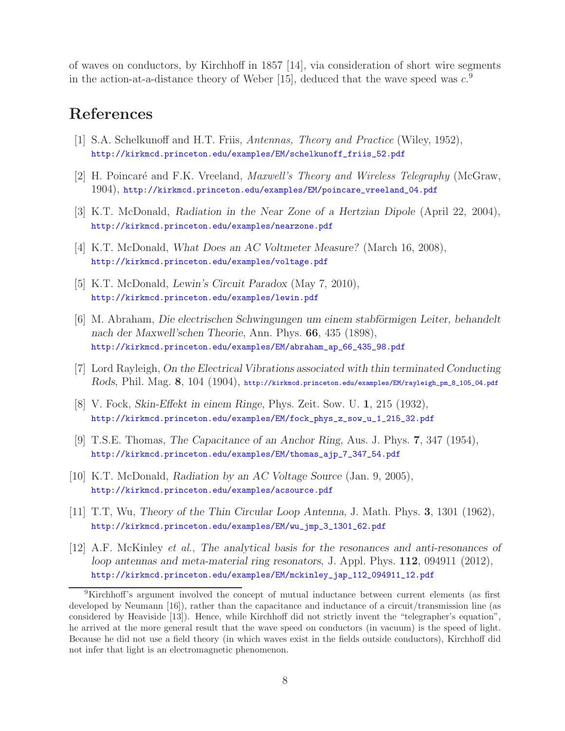of waves on conductors, by Kirchhoff in 1857 [14], via consideration of short wire segments in the action-at-a-distance theory of Weber [15], deduced that the wave speed was $c$.[9]

## References

[1] S.A. Schelkunoff and H.T. Friis, *Antennas, Theory and Practice* (Wiley, 1952), http://kirkmcd.princeton.edu/examples/EM/schelkunoff_friis_52.pdf

[2] H. Poincaré and F.K. Vreeland, *Maxwell's Theory and Wireless Telegraphy* (McGraw, 1904), http://kirkmcd.princeton.edu/examples/EM/poincare_vreeland_04.pdf

[3] K.T. McDonald, *Radiation in the Near Zone of a Hertzian Dipole* (April 22, 2004), http://kirkmcd.princeton.edu/examples/nearzone.pdf

[4] K.T. McDonald, *What Does an AC Voltmeter Measure?* (March 16, 2008), http://kirkmcd.princeton.edu/examples/voltage.pdf

[5] K.T. McDonald, *Lewin's Circuit Paradox* (May 7, 2010), http://kirkmcd.princeton.edu/examples/lewin.pdf

[6] M. Abraham, *Die electrischen Schwingungen um einem stabförmigen Leiter, behandelt nach der Maxwell'schen Theorie*, Ann. Phys. **66**, 435 (1898), http://kirkmcd.princeton.edu/examples/EM/abraham_ap_66_435_98.pdf

[7] Lord Rayleigh, *On the Electrical Vibrations associated with thin terminated Conducting Rods*, Phil. Mag. **8**, 104 (1904), http://kirkmcd.princeton.edu/examples/EM/rayleigh_pm_8_105_04.pdf

[8] V. Fock, *Skin-Effekt in einem Ringe*, Phys. Zeit. Sow. U. **1**, 215 (1932), http://kirkmcd.princeton.edu/examples/EM/fock_phys_z_sow_u_1_215_32.pdf

[9] T.S.E. Thomas, *The Capacitance of an Anchor Ring*, Aus. J. Phys. **7**, 347 (1954), http://kirkmcd.princeton.edu/examples/EM/thomas_ajp_7_347_54.pdf

[10] K.T. McDonald, *Radiation by an AC Voltage Source* (Jan. 9, 2005), http://kirkmcd.princeton.edu/examples/acsource.pdf

[11] T.T, Wu, *Theory of the Thin Circular Loop Antenna*, J. Math. Phys. **3**, 1301 (1962), http://kirkmcd.princeton.edu/examples/EM/wu_jmp_3_1301_62.pdf

[12] A.F. McKinley *et al.*, *The analytical basis for the resonances and anti-resonances of loop antennas and meta-material ring resonators*, J. Appl. Phys. **112**, 094911 (2012), http://kirkmcd.princeton.edu/examples/EM/mckinley_jap_112_094911_12.pdf

---

[9] Kirchhoff's argument involved the concept of mutual inductance between current elements (as first developed by Neumann [16]), rather than the capacitance and inductance of a circuit/transmission line (as considered by Heaviside [13]). Hence, while Kirchhoff did not strictly invent the "telegrapher's equation", he arrived at the more general result that the wave speed on conductors (in vacuum) is the speed of light. Because he did not use a field theory (in which waves exist in the fields outside conductors), Kirchhoff did not infer that light is an electromagnetic phenomenon.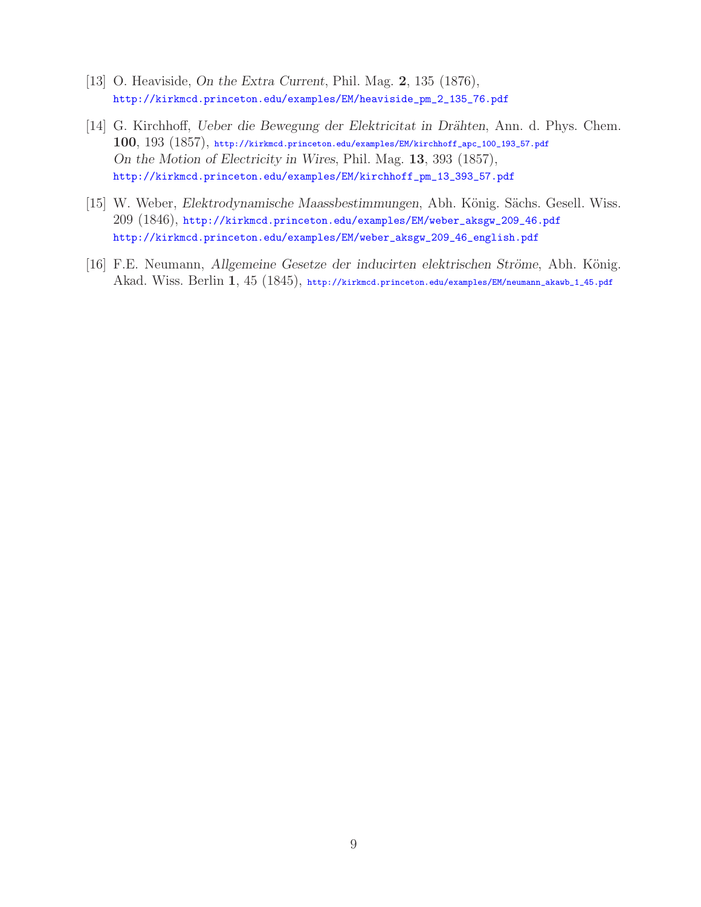[13] O. Heaviside, *On the Extra Current*, Phil. Mag. **2**, 135 (1876),
http://kirkmcd.princeton.edu/examples/EM/heaviside_pm_2_135_76.pdf

[14] G. Kirchhoff, *Ueber die Bewegung der Elektricitat in Drähten*, Ann. d. Phys. Chem. **100**, 193 (1857), http://kirkmcd.princeton.edu/examples/EM/kirchhoff_apc_100_193_57.pdf
*On the Motion of Electricity in Wires*, Phil. Mag. **13**, 393 (1857),
http://kirkmcd.princeton.edu/examples/EM/kirchhoff_pm_13_393_57.pdf

[15] W. Weber, *Elektrodynamische Maassbestimmungen*, Abh. König. Sächs. Gesell. Wiss. 209 (1846), http://kirkmcd.princeton.edu/examples/EM/weber_aksgw_209_46.pdf
http://kirkmcd.princeton.edu/examples/EM/weber_aksgw_209_46_english.pdf

[16] F.E. Neumann, *Allgemeine Gesetze der inducirten elektrischen Ströme*, Abh. König. Akad. Wiss. Berlin **1**, 45 (1845), http://kirkmcd.princeton.edu/examples/EM/neumann_akawb_1_45.pdf